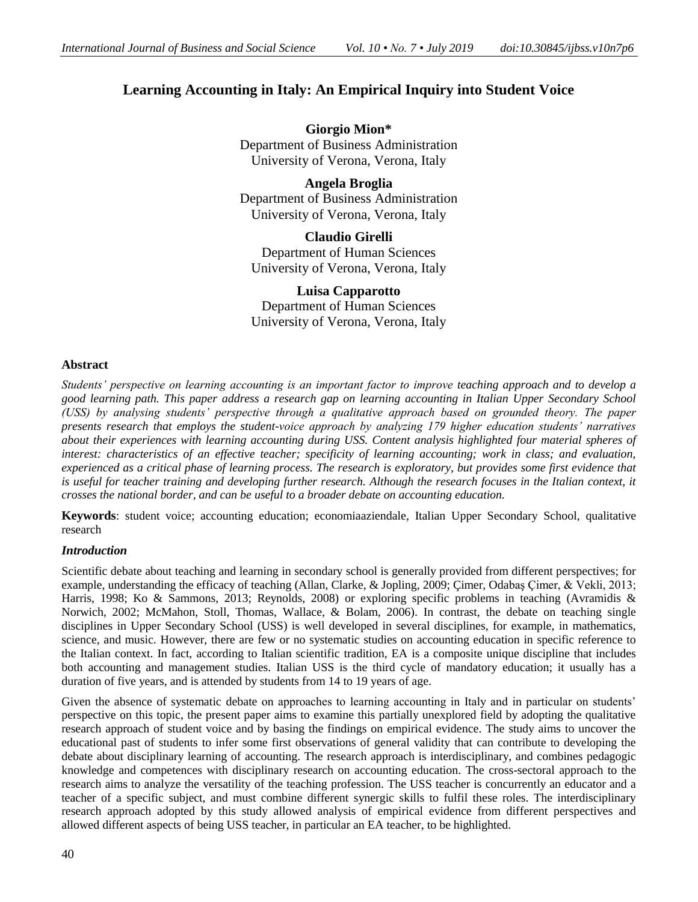# Learning Accounting in Italy: An Empirical Inquiry into Student Voice

**Giorgio Mion***
Department of Business Administration
University of Verona, Verona, Italy

**Angela Broglia**
Department of Business Administration
University of Verona, Verona, Italy

**Claudio Girelli**
Department of Human Sciences
University of Verona, Verona, Italy

**Luisa Capparotto**
Department of Human Sciences
University of Verona, Verona, Italy

## Abstract

*Students' perspective on learning accounting is an important factor to improve teaching approach and to develop a good learning path. This paper address a research gap on learning accounting in Italian Upper Secondary School (USS) by analysing students' perspective through a qualitative approach based on grounded theory. The paper presents research that employs the student-voice approach by analyzing 179 higher education students' narratives about their experiences with learning accounting during USS. Content analysis highlighted four material spheres of interest: characteristics of an effective teacher; specificity of learning accounting; work in class; and evaluation, experienced as a critical phase of learning process. The research is exploratory, but provides some first evidence that is useful for teacher training and developing further research. Although the research focuses in the Italian context, it crosses the national border, and can be useful to a broader debate on accounting education.*

**Keywords**: student voice; accounting education; economiaaziendale, Italian Upper Secondary School, qualitative research

## *Introduction*

Scientific debate about teaching and learning in secondary school is generally provided from different perspectives; for example, understanding the efficacy of teaching (Allan, Clarke, & Jopling, 2009; Çimer, Odabaş Çimer, & Vekli, 2013; Harris, 1998; Ko & Sammons, 2013; Reynolds, 2008) or exploring specific problems in teaching (Avramidis & Norwich, 2002; McMahon, Stoll, Thomas, Wallace, & Bolam, 2006). In contrast, the debate on teaching single disciplines in Upper Secondary School (USS) is well developed in several disciplines, for example, in mathematics, science, and music. However, there are few or no systematic studies on accounting education in specific reference to the Italian context. In fact, according to Italian scientific tradition, EA is a composite unique discipline that includes both accounting and management studies. Italian USS is the third cycle of mandatory education; it usually has a duration of five years, and is attended by students from 14 to 19 years of age.

Given the absence of systematic debate on approaches to learning accounting in Italy and in particular on students' perspective on this topic, the present paper aims to examine this partially unexplored field by adopting the qualitative research approach of student voice and by basing the findings on empirical evidence. The study aims to uncover the educational past of students to infer some first observations of general validity that can contribute to developing the debate about disciplinary learning of accounting. The research approach is interdisciplinary, and combines pedagogic knowledge and competences with disciplinary research on accounting education. The cross-sectoral approach to the research aims to analyze the versatility of the teaching profession. The USS teacher is concurrently an educator and a teacher of a specific subject, and must combine different synergic skills to fulfil these roles. The interdisciplinary research approach adopted by this study allowed analysis of empirical evidence from different perspectives and allowed different aspects of being USS teacher, in particular an EA teacher, to be highlighted.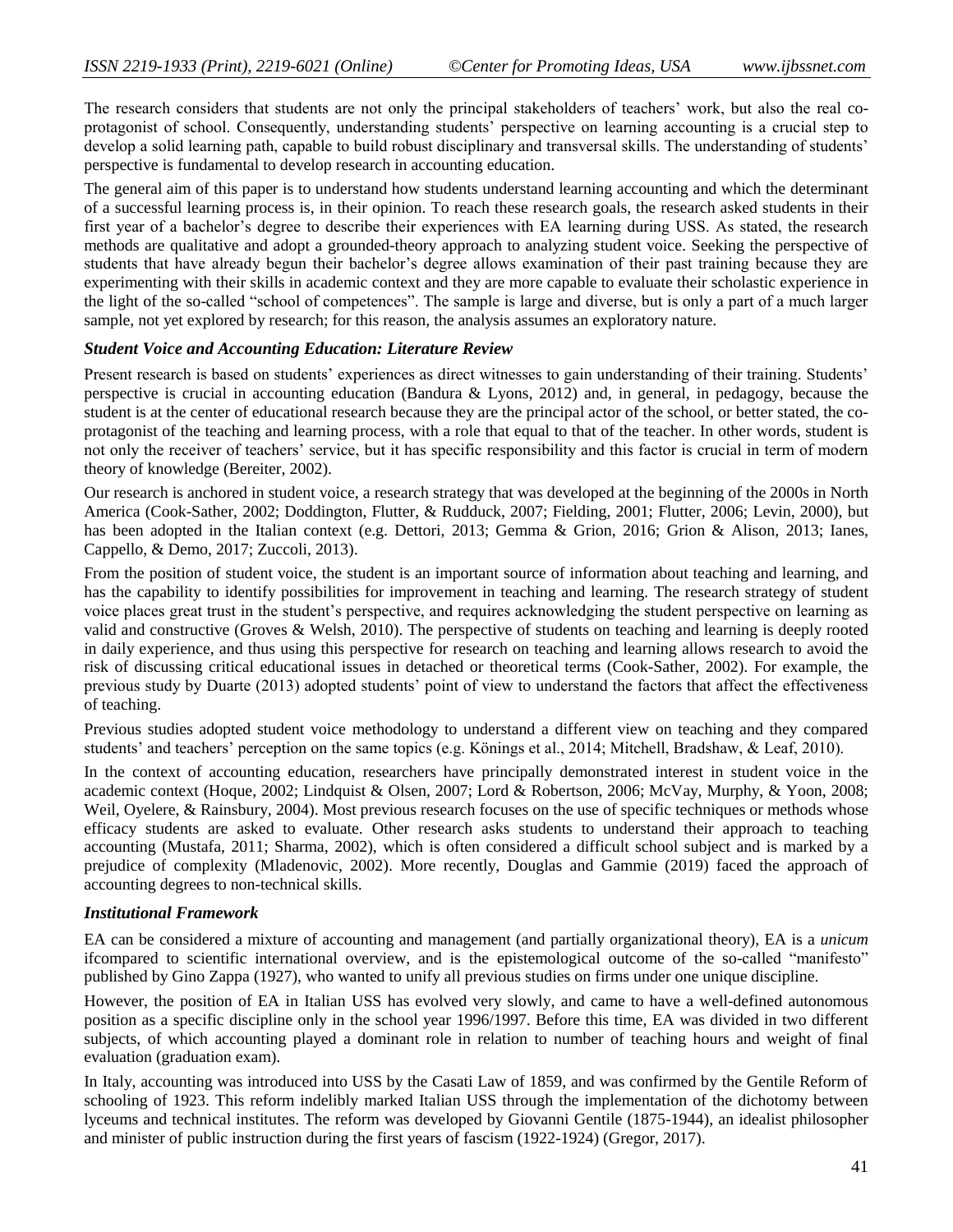The research considers that students are not only the principal stakeholders of teachers' work, but also the real co-protagonist of school. Consequently, understanding students' perspective on learning accounting is a crucial step to develop a solid learning path, capable to build robust disciplinary and transversal skills. The understanding of students' perspective is fundamental to develop research in accounting education.

The general aim of this paper is to understand how students understand learning accounting and which the determinant of a successful learning process is, in their opinion. To reach these research goals, the research asked students in their first year of a bachelor's degree to describe their experiences with EA learning during USS. As stated, the research methods are qualitative and adopt a grounded-theory approach to analyzing student voice. Seeking the perspective of students that have already begun their bachelor's degree allows examination of their past training because they are experimenting with their skills in academic context and they are more capable to evaluate their scholastic experience in the light of the so-called "school of competences". The sample is large and diverse, but is only a part of a much larger sample, not yet explored by research; for this reason, the analysis assumes an exploratory nature.

### *Student Voice and Accounting Education: Literature Review*

Present research is based on students' experiences as direct witnesses to gain understanding of their training. Students' perspective is crucial in accounting education (Bandura & Lyons, 2012) and, in general, in pedagogy, because the student is at the center of educational research because they are the principal actor of the school, or better stated, the co-protagonist of the teaching and learning process, with a role that equal to that of the teacher. In other words, student is not only the receiver of teachers' service, but it has specific responsibility and this factor is crucial in term of modern theory of knowledge (Bereiter, 2002).

Our research is anchored in student voice, a research strategy that was developed at the beginning of the 2000s in North America (Cook-Sather, 2002; Doddington, Flutter, & Rudduck, 2007; Fielding, 2001; Flutter, 2006; Levin, 2000), but has been adopted in the Italian context (e.g. Dettori, 2013; Gemma & Grion, 2016; Grion & Alison, 2013; Ianes, Cappello, & Demo, 2017; Zuccoli, 2013).

From the position of student voice, the student is an important source of information about teaching and learning, and has the capability to identify possibilities for improvement in teaching and learning. The research strategy of student voice places great trust in the student's perspective, and requires acknowledging the student perspective on learning as valid and constructive (Groves & Welsh, 2010). The perspective of students on teaching and learning is deeply rooted in daily experience, and thus using this perspective for research on teaching and learning allows research to avoid the risk of discussing critical educational issues in detached or theoretical terms (Cook-Sather, 2002). For example, the previous study by Duarte (2013) adopted students' point of view to understand the factors that affect the effectiveness of teaching.

Previous studies adopted student voice methodology to understand a different view on teaching and they compared students' and teachers' perception on the same topics (e.g. Könings et al., 2014; Mitchell, Bradshaw, & Leaf, 2010).

In the context of accounting education, researchers have principally demonstrated interest in student voice in the academic context (Hoque, 2002; Lindquist & Olsen, 2007; Lord & Robertson, 2006; McVay, Murphy, & Yoon, 2008; Weil, Oyelere, & Rainsbury, 2004). Most previous research focuses on the use of specific techniques or methods whose efficacy students are asked to evaluate. Other research asks students to understand their approach to teaching accounting (Mustafa, 2011; Sharma, 2002), which is often considered a difficult school subject and is marked by a prejudice of complexity (Mladenovic, 2002). More recently, Douglas and Gammie (2019) faced the approach of accounting degrees to non-technical skills.

### *Institutional Framework*

EA can be considered a mixture of accounting and management (and partially organizational theory), EA is a *unicum* ifcompared to scientific international overview, and is the epistemological outcome of the so-called "manifesto" published by Gino Zappa (1927), who wanted to unify all previous studies on firms under one unique discipline.

However, the position of EA in Italian USS has evolved very slowly, and came to have a well-defined autonomous position as a specific discipline only in the school year 1996/1997. Before this time, EA was divided in two different subjects, of which accounting played a dominant role in relation to number of teaching hours and weight of final evaluation (graduation exam).

In Italy, accounting was introduced into USS by the Casati Law of 1859, and was confirmed by the Gentile Reform of schooling of 1923. This reform indelibly marked Italian USS through the implementation of the dichotomy between lyceums and technical institutes. The reform was developed by Giovanni Gentile (1875-1944), an idealist philosopher and minister of public instruction during the first years of fascism (1922-1924) (Gregor, 2017).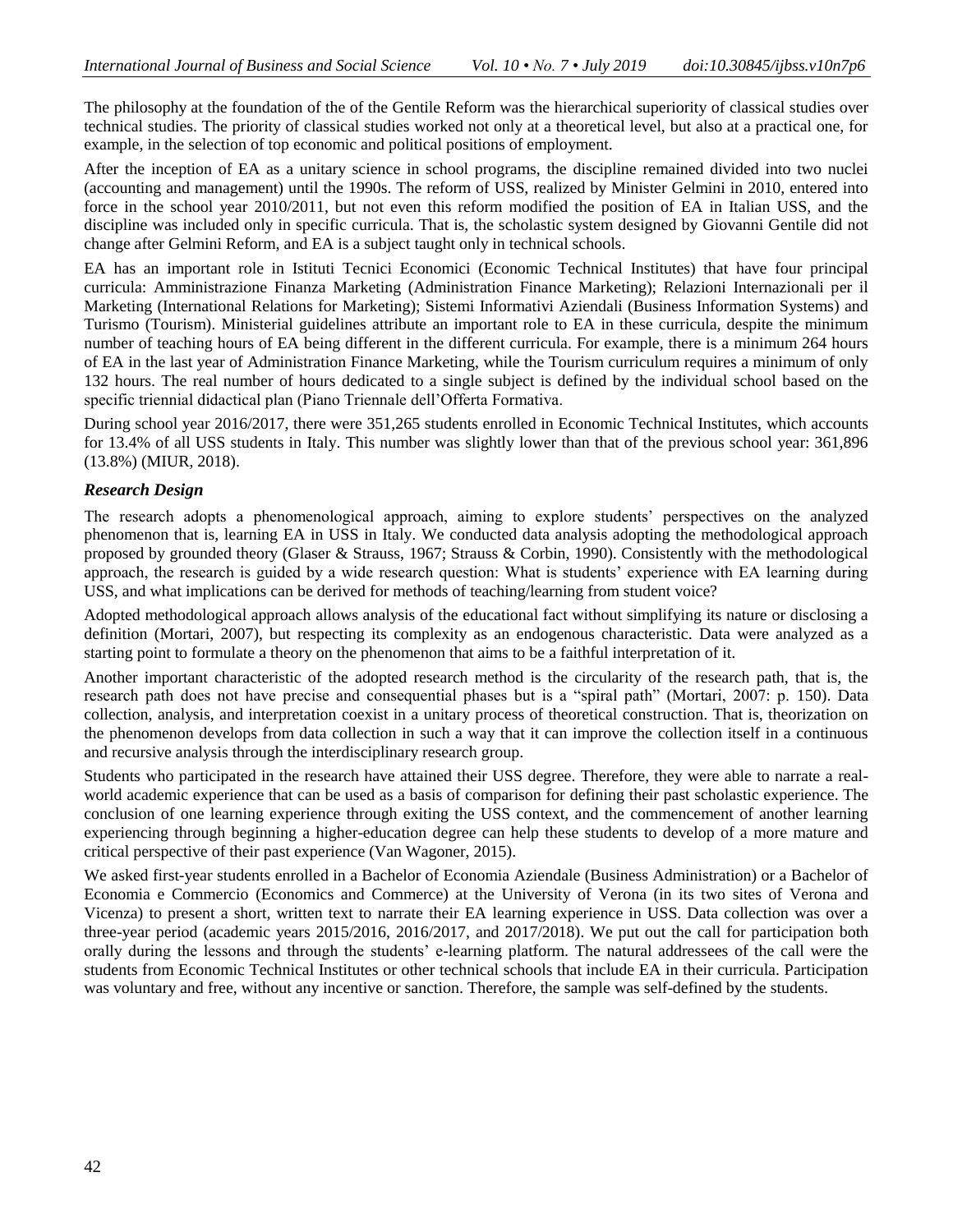The philosophy at the foundation of the of the Gentile Reform was the hierarchical superiority of classical studies over technical studies. The priority of classical studies worked not only at a theoretical level, but also at a practical one, for example, in the selection of top economic and political positions of employment.

After the inception of EA as a unitary science in school programs, the discipline remained divided into two nuclei (accounting and management) until the 1990s. The reform of USS, realized by Minister Gelmini in 2010, entered into force in the school year 2010/2011, but not even this reform modified the position of EA in Italian USS, and the discipline was included only in specific curricula. That is, the scholastic system designed by Giovanni Gentile did not change after Gelmini Reform, and EA is a subject taught only in technical schools.

EA has an important role in Istituti Tecnici Economici (Economic Technical Institutes) that have four principal curricula: Amministrazione Finanza Marketing (Administration Finance Marketing); Relazioni Internazionali per il Marketing (International Relations for Marketing); Sistemi Informativi Aziendali (Business Information Systems) and Turismo (Tourism). Ministerial guidelines attribute an important role to EA in these curricula, despite the minimum number of teaching hours of EA being different in the different curricula. For example, there is a minimum 264 hours of EA in the last year of Administration Finance Marketing, while the Tourism curriculum requires a minimum of only 132 hours. The real number of hours dedicated to a single subject is defined by the individual school based on the specific triennial didactical plan (Piano Triennale dell'Offerta Formativa.

During school year 2016/2017, there were 351,265 students enrolled in Economic Technical Institutes, which accounts for 13.4% of all USS students in Italy. This number was slightly lower than that of the previous school year: 361,896 (13.8%) (MIUR, 2018).

### *Research Design*

The research adopts a phenomenological approach, aiming to explore students' perspectives on the analyzed phenomenon that is, learning EA in USS in Italy. We conducted data analysis adopting the methodological approach proposed by grounded theory (Glaser & Strauss, 1967; Strauss & Corbin, 1990). Consistently with the methodological approach, the research is guided by a wide research question: What is students' experience with EA learning during USS, and what implications can be derived for methods of teaching/learning from student voice?

Adopted methodological approach allows analysis of the educational fact without simplifying its nature or disclosing a definition (Mortari, 2007), but respecting its complexity as an endogenous characteristic. Data were analyzed as a starting point to formulate a theory on the phenomenon that aims to be a faithful interpretation of it.

Another important characteristic of the adopted research method is the circularity of the research path, that is, the research path does not have precise and consequential phases but is a "spiral path" (Mortari, 2007: p. 150). Data collection, analysis, and interpretation coexist in a unitary process of theoretical construction. That is, theorization on the phenomenon develops from data collection in such a way that it can improve the collection itself in a continuous and recursive analysis through the interdisciplinary research group.

Students who participated in the research have attained their USS degree. Therefore, they were able to narrate a real-world academic experience that can be used as a basis of comparison for defining their past scholastic experience. The conclusion of one learning experience through exiting the USS context, and the commencement of another learning experiencing through beginning a higher-education degree can help these students to develop of a more mature and critical perspective of their past experience (Van Wagoner, 2015).

We asked first-year students enrolled in a Bachelor of Economia Aziendale (Business Administration) or a Bachelor of Economia e Commercio (Economics and Commerce) at the University of Verona (in its two sites of Verona and Vicenza) to present a short, written text to narrate their EA learning experience in USS. Data collection was over a three-year period (academic years 2015/2016, 2016/2017, and 2017/2018). We put out the call for participation both orally during the lessons and through the students' e-learning platform. The natural addressees of the call were the students from Economic Technical Institutes or other technical schools that include EA in their curricula. Participation was voluntary and free, without any incentive or sanction. Therefore, the sample was self-defined by the students.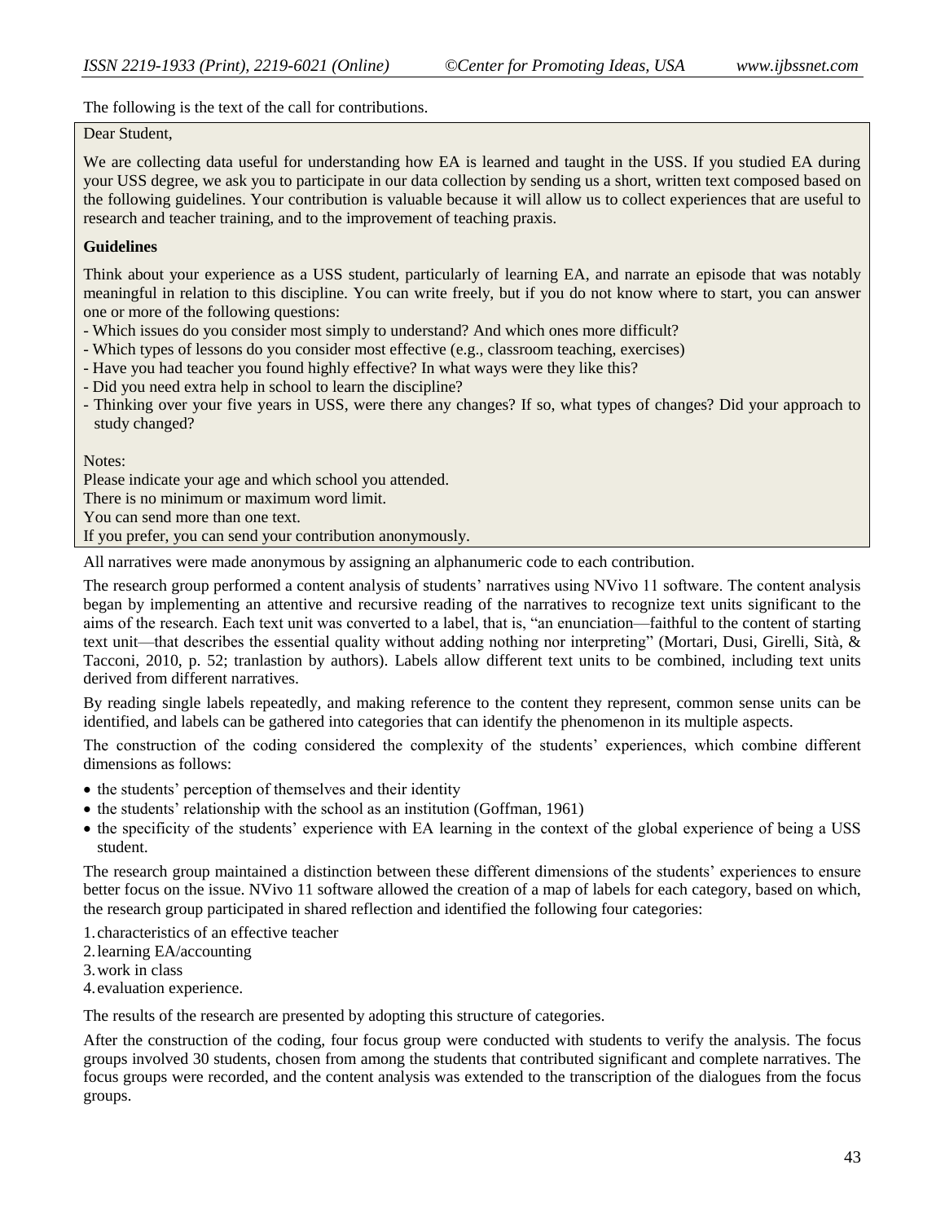The following is the text of the call for contributions.

> Dear Student,
>
> We are collecting data useful for understanding how EA is learned and taught in the USS. If you studied EA during your USS degree, we ask you to participate in our data collection by sending us a short, written text composed based on the following guidelines. Your contribution is valuable because it will allow us to collect experiences that are useful to research and teacher training, and to the improvement of teaching praxis.
>
> **Guidelines**
>
> Think about your experience as a USS student, particularly of learning EA, and narrate an episode that was notably meaningful in relation to this discipline. You can write freely, but if you do not know where to start, you can answer one or more of the following questions:
>
> - Which issues do you consider most simply to understand? And which ones more difficult?
> - Which types of lessons do you consider most effective (e.g., classroom teaching, exercises)
> - Have you had teacher you found highly effective? In what ways were they like this?
> - Did you need extra help in school to learn the discipline?
> - Thinking over your five years in USS, were there any changes? If so, what types of changes? Did your approach to study changed?
>
> Notes:
> Please indicate your age and which school you attended.
> There is no minimum or maximum word limit.
> You can send more than one text.
> If you prefer, you can send your contribution anonymously.

All narratives were made anonymous by assigning an alphanumeric code to each contribution.

The research group performed a content analysis of students' narratives using NVivo 11 software. The content analysis began by implementing an attentive and recursive reading of the narratives to recognize text units significant to the aims of the research. Each text unit was converted to a label, that is, "an enunciation—faithful to the content of starting text unit—that describes the essential quality without adding nothing nor interpreting" (Mortari, Dusi, Girelli, Sità, & Tacconi, 2010, p. 52; tranlastion by authors). Labels allow different text units to be combined, including text units derived from different narratives.

By reading single labels repeatedly, and making reference to the content they represent, common sense units can be identified, and labels can be gathered into categories that can identify the phenomenon in its multiple aspects.

The construction of the coding considered the complexity of the students' experiences, which combine different dimensions as follows:

- the students' perception of themselves and their identity
- the students' relationship with the school as an institution (Goffman, 1961)
- the specificity of the students' experience with EA learning in the context of the global experience of being a USS student.

The research group maintained a distinction between these different dimensions of the students' experiences to ensure better focus on the issue. NVivo 11 software allowed the creation of a map of labels for each category, based on which, the research group participated in shared reflection and identified the following four categories:

1. characteristics of an effective teacher
2. learning EA/accounting
3. work in class
4. evaluation experience.

The results of the research are presented by adopting this structure of categories.

After the construction of the coding, four focus group were conducted with students to verify the analysis. The focus groups involved 30 students, chosen from among the students that contributed significant and complete narratives. The focus groups were recorded, and the content analysis was extended to the transcription of the dialogues from the focus groups.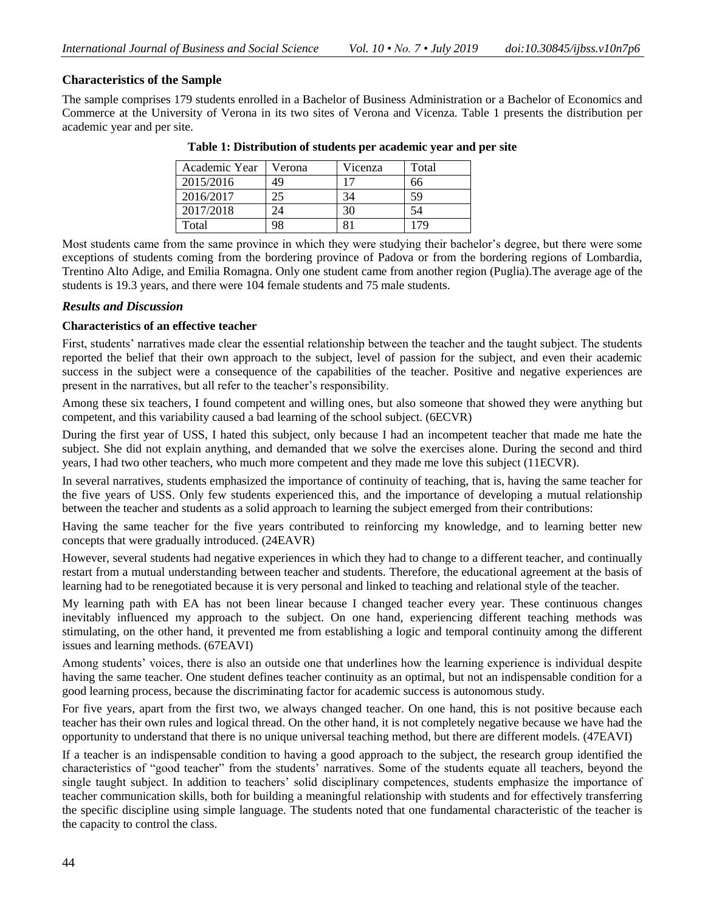**Characteristics of the Sample**

The sample comprises 179 students enrolled in a Bachelor of Business Administration or a Bachelor of Economics and Commerce at the University of Verona in its two sites of Verona and Vicenza. Table 1 presents the distribution per academic year and per site.

**Table 1: Distribution of students per academic year and per site**

| Academic Year | Verona | Vicenza | Total |
|---|---|---|---|
| 2015/2016 | 49 | 17 | 66 |
| 2016/2017 | 25 | 34 | 59 |
| 2017/2018 | 24 | 30 | 54 |
| Total | 98 | 81 | 179 |

Most students came from the same province in which they were studying their bachelor's degree, but there were some exceptions of students coming from the bordering province of Padova or from the bordering regions of Lombardia, Trentino Alto Adige, and Emilia Romagna. Only one student came from another region (Puglia).The average age of the students is 19.3 years, and there were 104 female students and 75 male students.

### *Results and Discussion*

**Characteristics of an effective teacher**

First, students' narratives made clear the essential relationship between the teacher and the taught subject. The students reported the belief that their own approach to the subject, level of passion for the subject, and even their academic success in the subject were a consequence of the capabilities of the teacher. Positive and negative experiences are present in the narratives, but all refer to the teacher's responsibility.

Among these six teachers, I found competent and willing ones, but also someone that showed they were anything but competent, and this variability caused a bad learning of the school subject. (6ECVR)

During the first year of USS, I hated this subject, only because I had an incompetent teacher that made me hate the subject. She did not explain anything, and demanded that we solve the exercises alone. During the second and third years, I had two other teachers, who much more competent and they made me love this subject (11ECVR).

In several narratives, students emphasized the importance of continuity of teaching, that is, having the same teacher for the five years of USS. Only few students experienced this, and the importance of developing a mutual relationship between the teacher and students as a solid approach to learning the subject emerged from their contributions:

Having the same teacher for the five years contributed to reinforcing my knowledge, and to learning better new concepts that were gradually introduced. (24EAVR)

However, several students had negative experiences in which they had to change to a different teacher, and continually restart from a mutual understanding between teacher and students. Therefore, the educational agreement at the basis of learning had to be renegotiated because it is very personal and linked to teaching and relational style of the teacher.

My learning path with EA has not been linear because I changed teacher every year. These continuous changes inevitably influenced my approach to the subject. On one hand, experiencing different teaching methods was stimulating, on the other hand, it prevented me from establishing a logic and temporal continuity among the different issues and learning methods. (67EAVI)

Among students' voices, there is also an outside one that underlines how the learning experience is individual despite having the same teacher. One student defines teacher continuity as an optimal, but not an indispensable condition for a good learning process, because the discriminating factor for academic success is autonomous study.

For five years, apart from the first two, we always changed teacher. On one hand, this is not positive because each teacher has their own rules and logical thread. On the other hand, it is not completely negative because we have had the opportunity to understand that there is no unique universal teaching method, but there are different models. (47EAVI)

If a teacher is an indispensable condition to having a good approach to the subject, the research group identified the characteristics of "good teacher" from the students' narratives. Some of the students equate all teachers, beyond the single taught subject. In addition to teachers' solid disciplinary competences, students emphasize the importance of teacher communication skills, both for building a meaningful relationship with students and for effectively transferring the specific discipline using simple language. The students noted that one fundamental characteristic of the teacher is the capacity to control the class.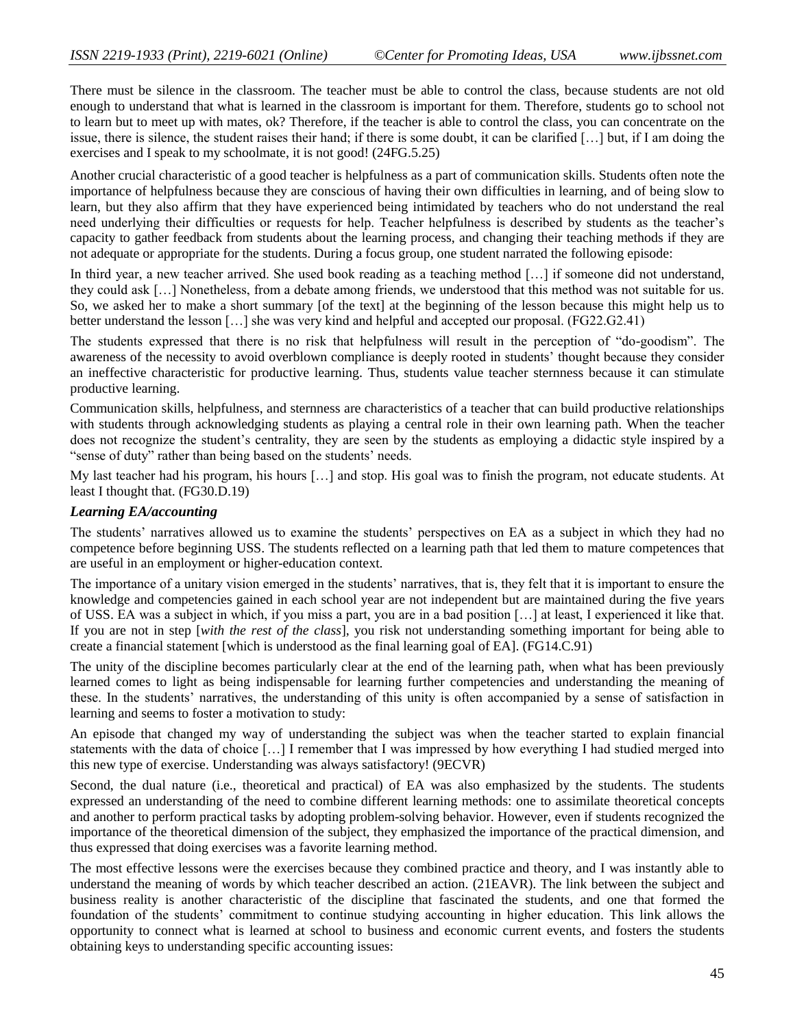There must be silence in the classroom. The teacher must be able to control the class, because students are not old enough to understand that what is learned in the classroom is important for them. Therefore, students go to school not to learn but to meet up with mates, ok? Therefore, if the teacher is able to control the class, you can concentrate on the issue, there is silence, the student raises their hand; if there is some doubt, it can be clarified […] but, if I am doing the exercises and I speak to my schoolmate, it is not good! (24FG.5.25)

Another crucial characteristic of a good teacher is helpfulness as a part of communication skills. Students often note the importance of helpfulness because they are conscious of having their own difficulties in learning, and of being slow to learn, but they also affirm that they have experienced being intimidated by teachers who do not understand the real need underlying their difficulties or requests for help. Teacher helpfulness is described by students as the teacher's capacity to gather feedback from students about the learning process, and changing their teaching methods if they are not adequate or appropriate for the students. During a focus group, one student narrated the following episode:

In third year, a new teacher arrived. She used book reading as a teaching method […] if someone did not understand, they could ask […] Nonetheless, from a debate among friends, we understood that this method was not suitable for us. So, we asked her to make a short summary [of the text] at the beginning of the lesson because this might help us to better understand the lesson […] she was very kind and helpful and accepted our proposal. (FG22.G2.41)

The students expressed that there is no risk that helpfulness will result in the perception of "do-goodism". The awareness of the necessity to avoid overblown compliance is deeply rooted in students' thought because they consider an ineffective characteristic for productive learning. Thus, students value teacher sternness because it can stimulate productive learning.

Communication skills, helpfulness, and sternness are characteristics of a teacher that can build productive relationships with students through acknowledging students as playing a central role in their own learning path. When the teacher does not recognize the student's centrality, they are seen by the students as employing a didactic style inspired by a "sense of duty" rather than being based on the students' needs.

My last teacher had his program, his hours […] and stop. His goal was to finish the program, not educate students. At least I thought that. (FG30.D.19)

### *Learning EA/accounting*

The students' narratives allowed us to examine the students' perspectives on EA as a subject in which they had no competence before beginning USS. The students reflected on a learning path that led them to mature competences that are useful in an employment or higher-education context.

The importance of a unitary vision emerged in the students' narratives, that is, they felt that it is important to ensure the knowledge and competencies gained in each school year are not independent but are maintained during the five years of USS. EA was a subject in which, if you miss a part, you are in a bad position […] at least, I experienced it like that. If you are not in step [*with the rest of the class*], you risk not understanding something important for being able to create a financial statement [which is understood as the final learning goal of EA]. (FG14.C.91)

The unity of the discipline becomes particularly clear at the end of the learning path, when what has been previously learned comes to light as being indispensable for learning further competencies and understanding the meaning of these. In the students' narratives, the understanding of this unity is often accompanied by a sense of satisfaction in learning and seems to foster a motivation to study:

An episode that changed my way of understanding the subject was when the teacher started to explain financial statements with the data of choice […] I remember that I was impressed by how everything I had studied merged into this new type of exercise. Understanding was always satisfactory! (9ECVR)

Second, the dual nature (i.e., theoretical and practical) of EA was also emphasized by the students. The students expressed an understanding of the need to combine different learning methods: one to assimilate theoretical concepts and another to perform practical tasks by adopting problem-solving behavior. However, even if students recognized the importance of the theoretical dimension of the subject, they emphasized the importance of the practical dimension, and thus expressed that doing exercises was a favorite learning method.

The most effective lessons were the exercises because they combined practice and theory, and I was instantly able to understand the meaning of words by which teacher described an action. (21EAVR). The link between the subject and business reality is another characteristic of the discipline that fascinated the students, and one that formed the foundation of the students' commitment to continue studying accounting in higher education. This link allows the opportunity to connect what is learned at school to business and economic current events, and fosters the students obtaining keys to understanding specific accounting issues: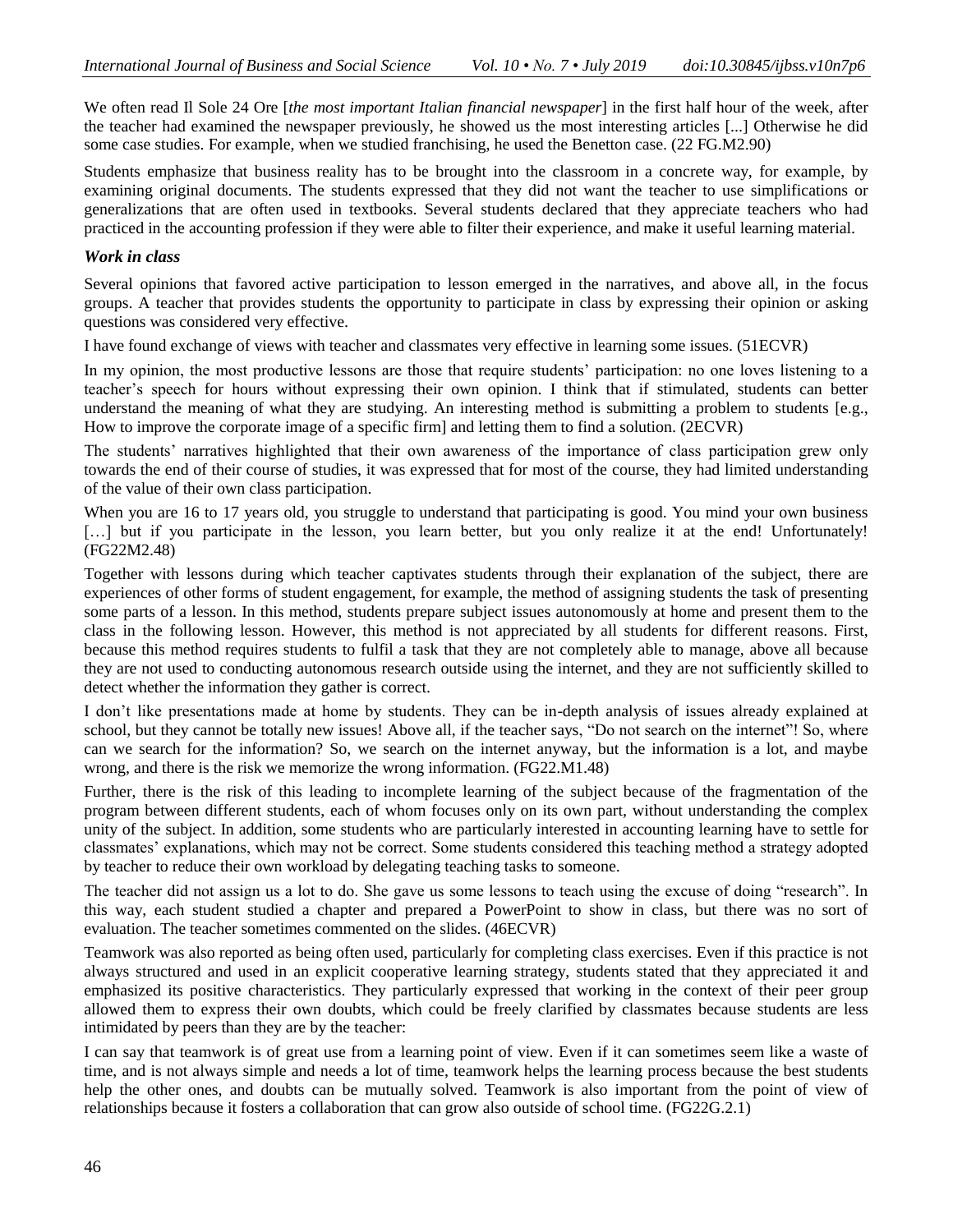We often read Il Sole 24 Ore [*the most important Italian financial newspaper*] in the first half hour of the week, after the teacher had examined the newspaper previously, he showed us the most interesting articles [...] Otherwise he did some case studies. For example, when we studied franchising, he used the Benetton case. (22 FG.M2.90)

Students emphasize that business reality has to be brought into the classroom in a concrete way, for example, by examining original documents. The students expressed that they did not want the teacher to use simplifications or generalizations that are often used in textbooks. Several students declared that they appreciate teachers who had practiced in the accounting profession if they were able to filter their experience, and make it useful learning material.

### *Work in class*

Several opinions that favored active participation to lesson emerged in the narratives, and above all, in the focus groups. A teacher that provides students the opportunity to participate in class by expressing their opinion or asking questions was considered very effective.

I have found exchange of views with teacher and classmates very effective in learning some issues. (51ECVR)

In my opinion, the most productive lessons are those that require students' participation: no one loves listening to a teacher's speech for hours without expressing their own opinion. I think that if stimulated, students can better understand the meaning of what they are studying. An interesting method is submitting a problem to students [e.g., How to improve the corporate image of a specific firm] and letting them to find a solution. (2ECVR)

The students' narratives highlighted that their own awareness of the importance of class participation grew only towards the end of their course of studies, it was expressed that for most of the course, they had limited understanding of the value of their own class participation.

When you are 16 to 17 years old, you struggle to understand that participating is good. You mind your own business […] but if you participate in the lesson, you learn better, but you only realize it at the end! Unfortunately! (FG22M2.48)

Together with lessons during which teacher captivates students through their explanation of the subject, there are experiences of other forms of student engagement, for example, the method of assigning students the task of presenting some parts of a lesson. In this method, students prepare subject issues autonomously at home and present them to the class in the following lesson. However, this method is not appreciated by all students for different reasons. First, because this method requires students to fulfil a task that they are not completely able to manage, above all because they are not used to conducting autonomous research outside using the internet, and they are not sufficiently skilled to detect whether the information they gather is correct.

I don't like presentations made at home by students. They can be in-depth analysis of issues already explained at school, but they cannot be totally new issues! Above all, if the teacher says, "Do not search on the internet"! So, where can we search for the information? So, we search on the internet anyway, but the information is a lot, and maybe wrong, and there is the risk we memorize the wrong information. (FG22.M1.48)

Further, there is the risk of this leading to incomplete learning of the subject because of the fragmentation of the program between different students, each of whom focuses only on its own part, without understanding the complex unity of the subject. In addition, some students who are particularly interested in accounting learning have to settle for classmates' explanations, which may not be correct. Some students considered this teaching method a strategy adopted by teacher to reduce their own workload by delegating teaching tasks to someone.

The teacher did not assign us a lot to do. She gave us some lessons to teach using the excuse of doing "research". In this way, each student studied a chapter and prepared a PowerPoint to show in class, but there was no sort of evaluation. The teacher sometimes commented on the slides. (46ECVR)

Teamwork was also reported as being often used, particularly for completing class exercises. Even if this practice is not always structured and used in an explicit cooperative learning strategy, students stated that they appreciated it and emphasized its positive characteristics. They particularly expressed that working in the context of their peer group allowed them to express their own doubts, which could be freely clarified by classmates because students are less intimidated by peers than they are by the teacher:

I can say that teamwork is of great use from a learning point of view. Even if it can sometimes seem like a waste of time, and is not always simple and needs a lot of time, teamwork helps the learning process because the best students help the other ones, and doubts can be mutually solved. Teamwork is also important from the point of view of relationships because it fosters a collaboration that can grow also outside of school time. (FG22G.2.1)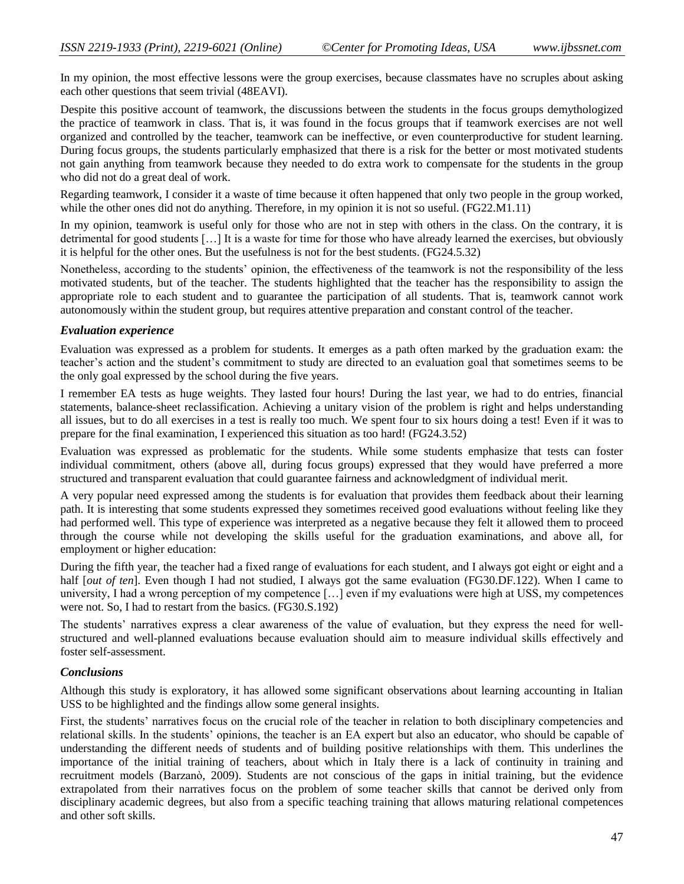In my opinion, the most effective lessons were the group exercises, because classmates have no scruples about asking each other questions that seem trivial (48EAVI).

Despite this positive account of teamwork, the discussions between the students in the focus groups demythologized the practice of teamwork in class. That is, it was found in the focus groups that if teamwork exercises are not well organized and controlled by the teacher, teamwork can be ineffective, or even counterproductive for student learning. During focus groups, the students particularly emphasized that there is a risk for the better or most motivated students not gain anything from teamwork because they needed to do extra work to compensate for the students in the group who did not do a great deal of work.

Regarding teamwork, I consider it a waste of time because it often happened that only two people in the group worked, while the other ones did not do anything. Therefore, in my opinion it is not so useful. (FG22.M1.11)

In my opinion, teamwork is useful only for those who are not in step with others in the class. On the contrary, it is detrimental for good students […] It is a waste for time for those who have already learned the exercises, but obviously it is helpful for the other ones. But the usefulness is not for the best students. (FG24.5.32)

Nonetheless, according to the students' opinion, the effectiveness of the teamwork is not the responsibility of the less motivated students, but of the teacher. The students highlighted that the teacher has the responsibility to assign the appropriate role to each student and to guarantee the participation of all students. That is, teamwork cannot work autonomously within the student group, but requires attentive preparation and constant control of the teacher.

### *Evaluation experience*

Evaluation was expressed as a problem for students. It emerges as a path often marked by the graduation exam: the teacher's action and the student's commitment to study are directed to an evaluation goal that sometimes seems to be the only goal expressed by the school during the five years.

I remember EA tests as huge weights. They lasted four hours! During the last year, we had to do entries, financial statements, balance-sheet reclassification. Achieving a unitary vision of the problem is right and helps understanding all issues, but to do all exercises in a test is really too much. We spent four to six hours doing a test! Even if it was to prepare for the final examination, I experienced this situation as too hard! (FG24.3.52)

Evaluation was expressed as problematic for the students. While some students emphasize that tests can foster individual commitment, others (above all, during focus groups) expressed that they would have preferred a more structured and transparent evaluation that could guarantee fairness and acknowledgment of individual merit.

A very popular need expressed among the students is for evaluation that provides them feedback about their learning path. It is interesting that some students expressed they sometimes received good evaluations without feeling like they had performed well. This type of experience was interpreted as a negative because they felt it allowed them to proceed through the course while not developing the skills useful for the graduation examinations, and above all, for employment or higher education:

During the fifth year, the teacher had a fixed range of evaluations for each student, and I always got eight or eight and a half [*out of ten*]. Even though I had not studied, I always got the same evaluation (FG30.DF.122). When I came to university, I had a wrong perception of my competence […] even if my evaluations were high at USS, my competences were not. So, I had to restart from the basics. (FG30.S.192)

The students' narratives express a clear awareness of the value of evaluation, but they express the need for well-structured and well-planned evaluations because evaluation should aim to measure individual skills effectively and foster self-assessment.

### *Conclusions*

Although this study is exploratory, it has allowed some significant observations about learning accounting in Italian USS to be highlighted and the findings allow some general insights.

First, the students' narratives focus on the crucial role of the teacher in relation to both disciplinary competencies and relational skills. In the students' opinions, the teacher is an EA expert but also an educator, who should be capable of understanding the different needs of students and of building positive relationships with them. This underlines the importance of the initial training of teachers, about which in Italy there is a lack of continuity in training and recruitment models (Barzanò, 2009). Students are not conscious of the gaps in initial training, but the evidence extrapolated from their narratives focus on the problem of some teacher skills that cannot be derived only from disciplinary academic degrees, but also from a specific teaching training that allows maturing relational competences and other soft skills.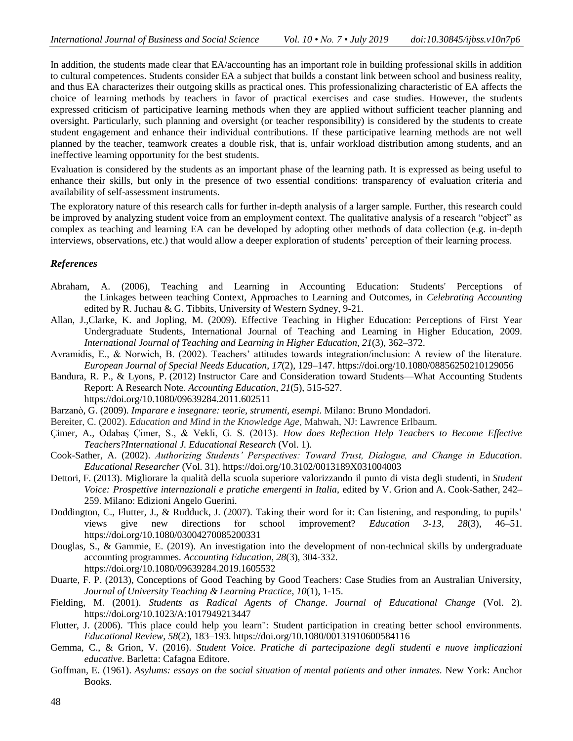In addition, the students made clear that EA/accounting has an important role in building professional skills in addition to cultural competences. Students consider EA a subject that builds a constant link between school and business reality, and thus EA characterizes their outgoing skills as practical ones. This professionalizing characteristic of EA affects the choice of learning methods by teachers in favor of practical exercises and case studies. However, the students expressed criticism of participative learning methods when they are applied without sufficient teacher planning and oversight. Particularly, such planning and oversight (or teacher responsibility) is considered by the students to create student engagement and enhance their individual contributions. If these participative learning methods are not well planned by the teacher, teamwork creates a double risk, that is, unfair workload distribution among students, and an ineffective learning opportunity for the best students.

Evaluation is considered by the students as an important phase of the learning path. It is expressed as being useful to enhance their skills, but only in the presence of two essential conditions: transparency of evaluation criteria and availability of self-assessment instruments.

The exploratory nature of this research calls for further in-depth analysis of a larger sample. Further, this research could be improved by analyzing student voice from an employment context. The qualitative analysis of a research "object" as complex as teaching and learning EA can be developed by adopting other methods of data collection (e.g. in-depth interviews, observations, etc.) that would allow a deeper exploration of students' perception of their learning process.

### *References*

Abraham, A. (2006), Teaching and Learning in Accounting Education: Students' Perceptions of the Linkages between teaching Context, Approaches to Learning and Outcomes, in *Celebrating Accounting* edited by R. Juchau & G. Tibbits, University of Western Sydney, 9-21.

Allan, J.,Clarke, K. and Jopling, M. (2009). Effective Teaching in Higher Education: Perceptions of First Year Undergraduate Students, International Journal of Teaching and Learning in Higher Education, 2009. *International Journal of Teaching and Learning in Higher Education*, *21*(3), 362–372.

Avramidis, E., & Norwich, B. (2002). Teachers' attitudes towards integration/inclusion: A review of the literature. *European Journal of Special Needs Education*, *17*(2), 129–147. https://doi.org/10.1080/08856250210129056

Bandura, R. P., & Lyons, P. (2012) Instructor Care and Consideration toward Students—What Accounting Students Report: A Research Note. *Accounting Education*, *21*(5), 515-527. https://doi.org/10.1080/09639284.2011.602511

Barzanò, G. (2009). *Imparare e insegnare: teorie, strumenti, esempi*. Milano: Bruno Mondadori.

Bereiter, C. (2002). *Education and Mind in the Knowledge Age*, Mahwah, NJ: Lawrence Erlbaum.

Çimer, A., Odabaş Çimer, S., & Vekli, G. S. (2013). *How does Reflection Help Teachers to Become Effective Teachers?International J. Educational Research* (Vol. 1).

Cook-Sather, A. (2002). *Authorizing Students' Perspectives: Toward Trust, Dialogue, and Change in Education*. *Educational Researcher* (Vol. 31). https://doi.org/10.3102/0013189X031004003

Dettori, F. (2013). Migliorare la qualità della scuola superiore valorizzando il punto di vista degli studenti, in *Student Voice: Prospettive internazionali e pratiche emergenti in Italia*, edited by V. Grion and A. Cook-Sather, 242–259. Milano: Edizioni Angelo Guerini.

Doddington, C., Flutter, J., & Rudduck, J. (2007). Taking their word for it: Can listening, and responding, to pupils' views give new directions for school improvement? *Education 3-13*, *28*(3), 46–51. https://doi.org/10.1080/03004270085200331

Douglas, S., & Gammie, E. (2019). An investigation into the development of non-technical skills by undergraduate accounting programmes. *Accounting Education*, *28*(3), 304-332. https://doi.org/10.1080/09639284.2019.1605532

Duarte, F. P. (2013), Conceptions of Good Teaching by Good Teachers: Case Studies from an Australian University, *Journal of University Teaching & Learning Practice*, *10*(1), 1-15.

Fielding, M. (2001). *Students as Radical Agents of Change*. *Journal of Educational Change* (Vol. 2). https://doi.org/10.1023/A:1017949213447

Flutter, J. (2006). 'This place could help you learn": Student participation in creating better school environments. *Educational Review*, *58*(2), 183–193. https://doi.org/10.1080/00131910600584116

Gemma, C., & Grion, V. (2016). *Student Voice. Pratiche di partecipazione degli studenti e nuove implicazioni educative*. Barletta: Cafagna Editore.

Goffman, E. (1961). *Asylums: essays on the social situation of mental patients and other inmates.* New York: Anchor Books.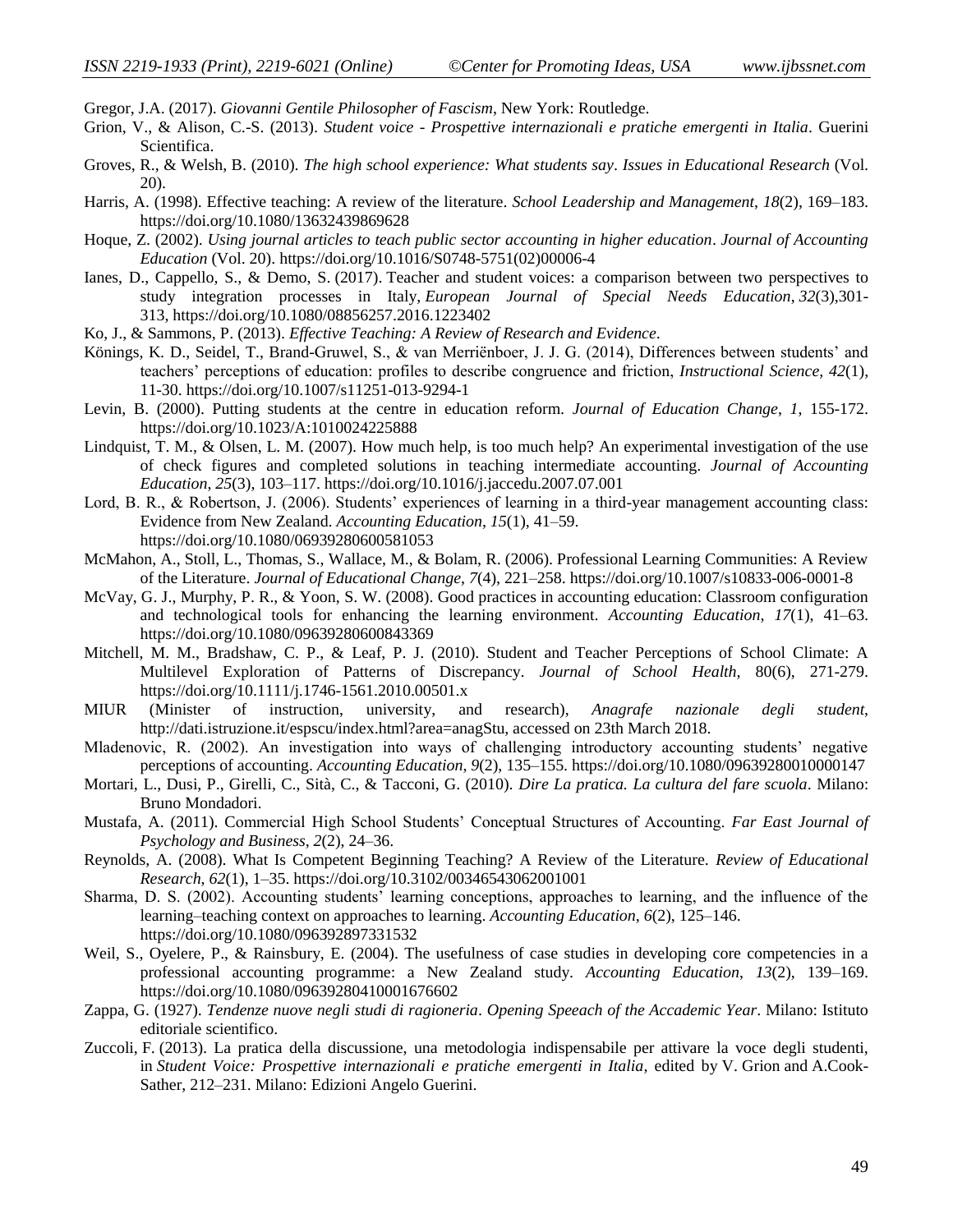Gregor, J.A. (2017). *Giovanni Gentile Philosopher of Fascism*, New York: Routledge.

Grion, V., & Alison, C.-S. (2013). *Student voice - Prospettive internazionali e pratiche emergenti in Italia*. Guerini Scientifica.

Groves, R., & Welsh, B. (2010). *The high school experience: What students say*. *Issues in Educational Research* (Vol. 20).

Harris, A. (1998). Effective teaching: A review of the literature. *School Leadership and Management*, *18*(2), 169–183. https://doi.org/10.1080/13632439869628

Hoque, Z. (2002). *Using journal articles to teach public sector accounting in higher education*. *Journal of Accounting Education* (Vol. 20). https://doi.org/10.1016/S0748-5751(02)00006-4

Ianes, D., Cappello, S., & Demo, S. (2017). Teacher and student voices: a comparison between two perspectives to study integration processes in Italy, *European Journal of Special Needs Education*, *32*(3),301-313, https://doi.org/10.1080/08856257.2016.1223402

Ko, J., & Sammons, P. (2013). *Effective Teaching: A Review of Research and Evidence*.

Könings, K. D., Seidel, T., Brand-Gruwel, S., & van Merriënboer, J. J. G. (2014), Differences between students' and teachers' perceptions of education: profiles to describe congruence and friction, *Instructional Science*, *42*(1), 11-30. https://doi.org/10.1007/s11251-013-9294-1

Levin, B. (2000). Putting students at the centre in education reform. *Journal of Education Change*, *1*, 155-172. https://doi.org/10.1023/A:1010024225888

Lindquist, T. M., & Olsen, L. M. (2007). How much help, is too much help? An experimental investigation of the use of check figures and completed solutions in teaching intermediate accounting. *Journal of Accounting Education*, *25*(3), 103–117. https://doi.org/10.1016/j.jaccedu.2007.07.001

Lord, B. R., & Robertson, J. (2006). Students' experiences of learning in a third-year management accounting class: Evidence from New Zealand. *Accounting Education*, *15*(1), 41–59. https://doi.org/10.1080/06939280600581053

McMahon, A., Stoll, L., Thomas, S., Wallace, M., & Bolam, R. (2006). Professional Learning Communities: A Review of the Literature. *Journal of Educational Change*, *7*(4), 221–258. https://doi.org/10.1007/s10833-006-0001-8

McVay, G. J., Murphy, P. R., & Yoon, S. W. (2008). Good practices in accounting education: Classroom configuration and technological tools for enhancing the learning environment. *Accounting Education*, *17*(1), 41–63. https://doi.org/10.1080/09639280600843369

Mitchell, M. M., Bradshaw, C. P., & Leaf, P. J. (2010). Student and Teacher Perceptions of School Climate: A Multilevel Exploration of Patterns of Discrepancy. *Journal of School Health*, 80(6), 271-279. https://doi.org/10.1111/j.1746-1561.2010.00501.x

MIUR (Minister of instruction, university, and research), *Anagrafe nazionale degli student*, http://dati.istruzione.it/espscu/index.html?area=anagStu, accessed on 23th March 2018.

Mladenovic, R. (2002). An investigation into ways of challenging introductory accounting students' negative perceptions of accounting. *Accounting Education*, *9*(2), 135–155. https://doi.org/10.1080/09639280010000147

Mortari, L., Dusi, P., Girelli, C., Sità, C., & Tacconi, G. (2010). *Dire La pratica. La cultura del fare scuola*. Milano: Bruno Mondadori.

Mustafa, A. (2011). Commercial High School Students' Conceptual Structures of Accounting. *Far East Journal of Psychology and Business*, *2*(2), 24–36.

Reynolds, A. (2008). What Is Competent Beginning Teaching? A Review of the Literature. *Review of Educational Research*, *62*(1), 1–35. https://doi.org/10.3102/00346543062001001

Sharma, D. S. (2002). Accounting students' learning conceptions, approaches to learning, and the influence of the learning–teaching context on approaches to learning. *Accounting Education*, *6*(2), 125–146. https://doi.org/10.1080/096392897331532

Weil, S., Oyelere, P., & Rainsbury, E. (2004). The usefulness of case studies in developing core competencies in a professional accounting programme: a New Zealand study. *Accounting Education*, *13*(2), 139–169. https://doi.org/10.1080/09639280410001676602

Zappa, G. (1927). *Tendenze nuove negli studi di ragioneria*. *Opening Speeach of the Accademic Year*. Milano: Istituto editoriale scientifico.

Zuccoli, F. (2013). La pratica della discussione, una metodologia indispensabile per attivare la voce degli studenti, in *Student Voice: Prospettive internazionali e pratiche emergenti in Italia*, edited by V. Grion and A.Cook-Sather, 212–231. Milano: Edizioni Angelo Guerini.